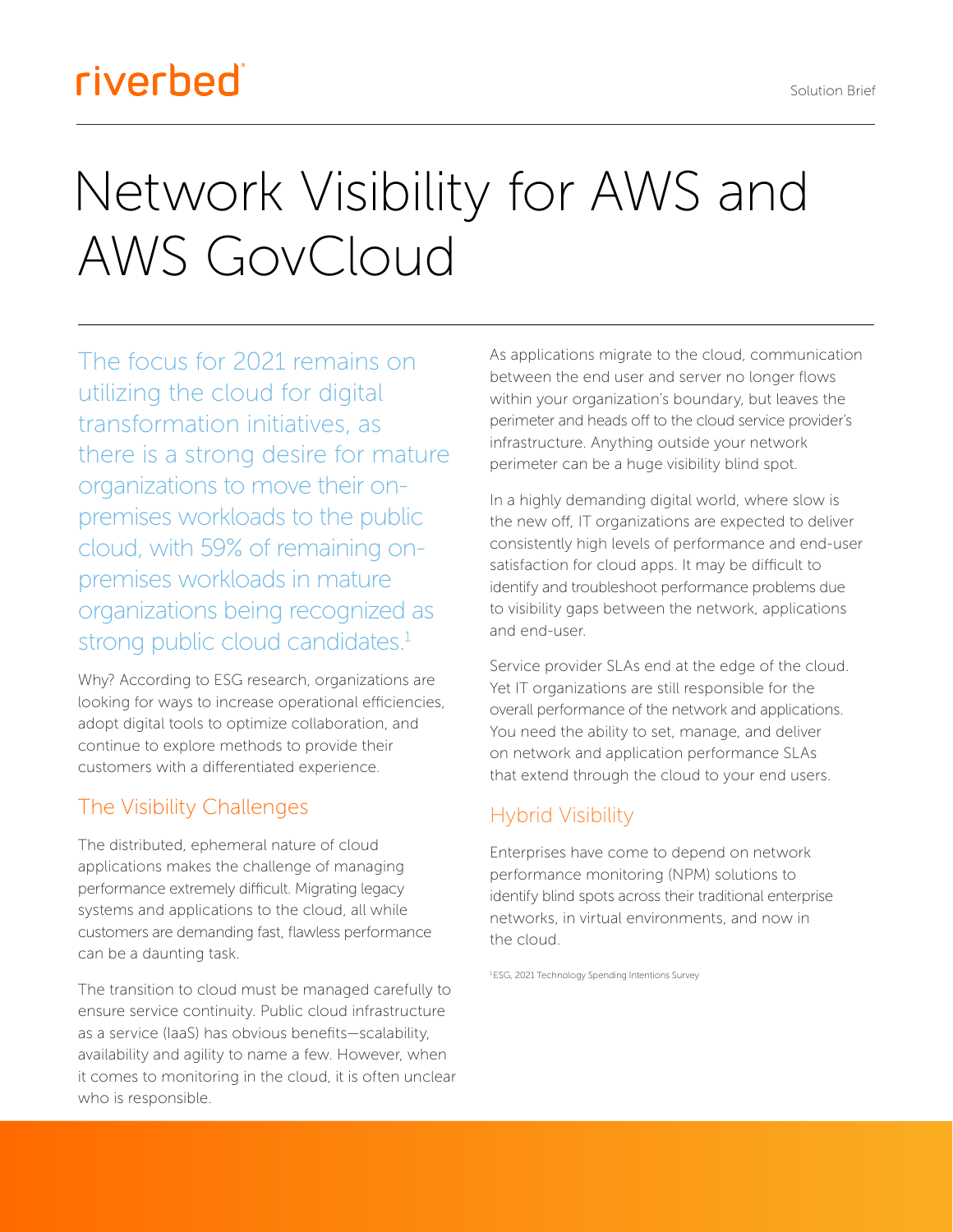riverbed

Solution Brief

# Network Visibility for AWS and AWS GovCloud

The focus for 2021 remains on utilizing the cloud for digital transformation initiatives, as there is a strong desire for mature organizations to move their on-premises workloads to the public cloud, with 59% of remaining on-premises workloads in mature organizations being recognized as strong public cloud candidates.[1]

Why? According to ESG research, organizations are looking for ways to increase operational efficiencies, adopt digital tools to optimize collaboration, and continue to explore methods to provide their customers with a differentiated experience.

## The Visibility Challenges

The distributed, ephemeral nature of cloud applications makes the challenge of managing performance extremely difficult. Migrating legacy systems and applications to the cloud, all while customers are demanding fast, flawless performance can be a daunting task.

The transition to cloud must be managed carefully to ensure service continuity. Public cloud infrastructure as a service (IaaS) has obvious benefits—scalability, availability and agility to name a few. However, when it comes to monitoring in the cloud, it is often unclear who is responsible.

As applications migrate to the cloud, communication between the end user and server no longer flows within your organization's boundary, but leaves the perimeter and heads off to the cloud service provider's infrastructure. Anything outside your network perimeter can be a huge visibility blind spot.

In a highly demanding digital world, where slow is the new off, IT organizations are expected to deliver consistently high levels of performance and end-user satisfaction for cloud apps. It may be difficult to identify and troubleshoot performance problems due to visibility gaps between the network, applications and end-user.

Service provider SLAs end at the edge of the cloud. Yet IT organizations are still responsible for the overall performance of the network and applications. You need the ability to set, manage, and deliver on network and application performance SLAs that extend through the cloud to your end users.

## Hybrid Visibility

Enterprises have come to depend on network performance monitoring (NPM) solutions to identify blind spots across their traditional enterprise networks, in virtual environments, and now in the cloud.

[1] ESG, 2021 Technology Spending Intentions Survey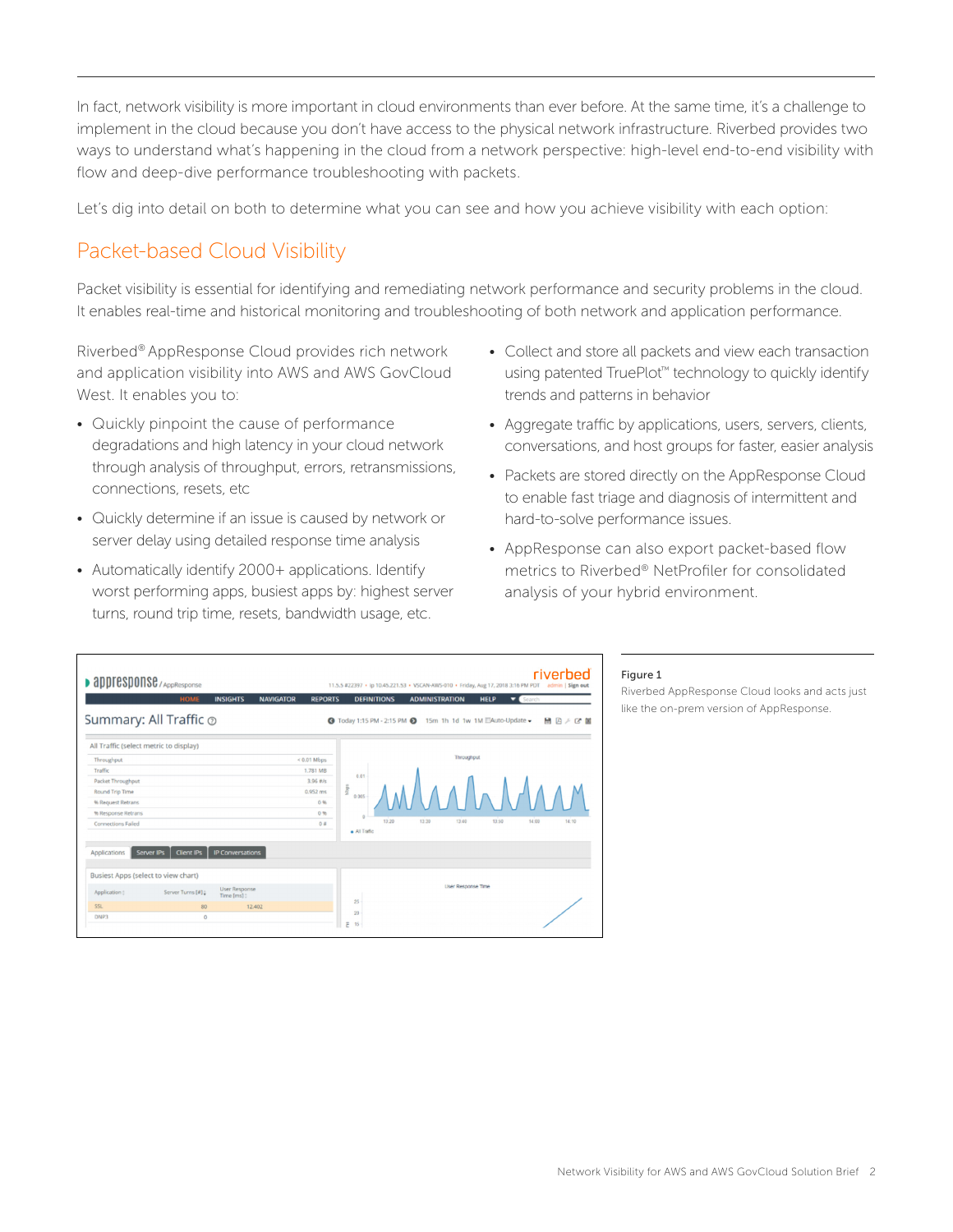In fact, network visibility is more important in cloud environments than ever before. At the same time, it's a challenge to implement in the cloud because you don't have access to the physical network infrastructure. Riverbed provides two ways to understand what's happening in the cloud from a network perspective: high-level end-to-end visibility with flow and deep-dive performance troubleshooting with packets.

Let's dig into detail on both to determine what you can see and how you achieve visibility with each option:

## Packet-based Cloud Visibility

Packet visibility is essential for identifying and remediating network performance and security problems in the cloud. It enables real-time and historical monitoring and troubleshooting of both network and application performance.

Riverbed® AppResponse Cloud provides rich network and application visibility into AWS and AWS GovCloud West. It enables you to:

- Quickly pinpoint the cause of performance degradations and high latency in your cloud network through analysis of throughput, errors, retransmissions, connections, resets, etc
- Quickly determine if an issue is caused by network or server delay using detailed response time analysis
- Automatically identify 2000+ applications. Identify worst performing apps, busiest apps by: highest server turns, round trip time, resets, bandwidth usage, etc.
- Collect and store all packets and view each transaction using patented TruePlot™ technology to quickly identify trends and patterns in behavior
- Aggregate traffic by applications, users, servers, clients, conversations, and host groups for faster, easier analysis
- Packets are stored directly on the AppResponse Cloud to enable fast triage and diagnosis of intermittent and hard-to-solve performance issues.
- AppResponse can also export packet-based flow metrics to Riverbed® NetProfiler for consolidated analysis of your hybrid environment.

**Figure 1**

Riverbed AppResponse Cloud looks and acts just like the on-prem version of AppResponse.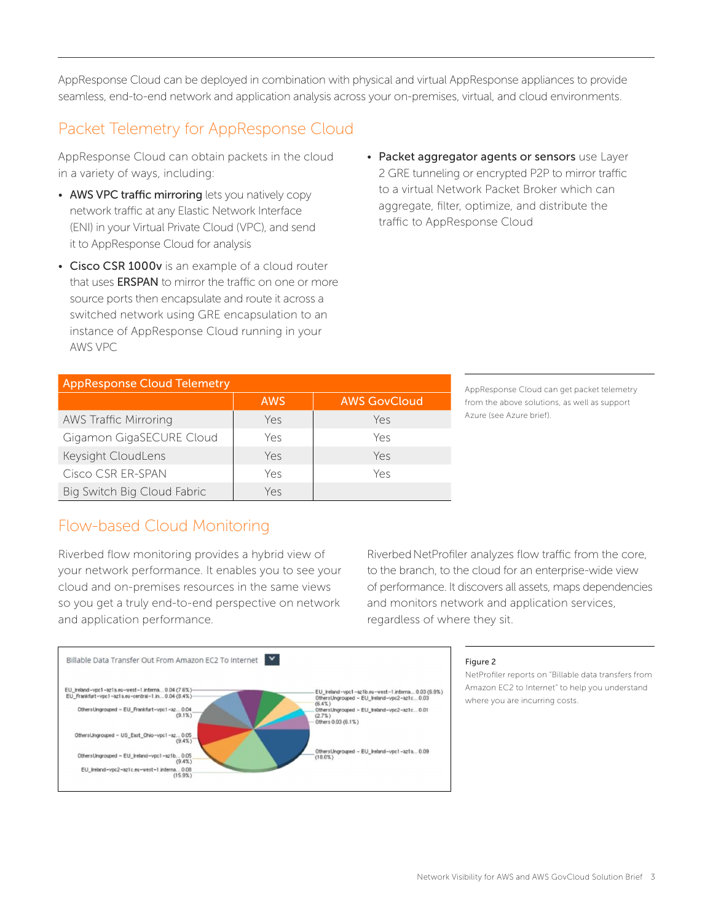AppResponse Cloud can be deployed in combination with physical and virtual AppResponse appliances to provide seamless, end-to-end network and application analysis across your on-premises, virtual, and cloud environments.

## Packet Telemetry for AppResponse Cloud

AppResponse Cloud can obtain packets in the cloud in a variety of ways, including:

- **AWS VPC traffic mirroring** lets you natively copy network traffic at any Elastic Network Interface (ENI) in your Virtual Private Cloud (VPC), and send it to AppResponse Cloud for analysis
- **Cisco CSR 1000v** is an example of a cloud router that uses **ERSPAN** to mirror the traffic on one or more source ports then encapsulate and route it across a switched network using GRE encapsulation to an instance of AppResponse Cloud running in your AWS VPC
- **Packet aggregator agents or sensors** use Layer 2 GRE tunneling or encrypted P2P to mirror traffic to a virtual Network Packet Broker which can aggregate, filter, optimize, and distribute the traffic to AppResponse Cloud

| AppResponse Cloud Telemetry | | |
|---|---|---|
| | AWS | AWS GovCloud |
| AWS Traffic Mirroring | Yes | Yes |
| Gigamon GigaSECURE Cloud | Yes | Yes |
| Keysight CloudLens | Yes | Yes |
| Cisco CSR ER-SPAN | Yes | Yes |
| Big Switch Big Cloud Fabric | Yes | |

AppResponse Cloud can get packet telemetry from the above solutions, as well as support Azure (see Azure brief).

## Flow-based Cloud Monitoring

Riverbed flow monitoring provides a hybrid view of your network performance. It enables you to see your cloud and on-premises resources in the same views so you get a truly end-to-end perspective on network and application performance.

Riverbed NetProfiler analyzes flow traffic from the core, to the branch, to the cloud for an enterprise-wide view of performance. It discovers all assets, maps dependencies and monitors network and application services, regardless of where they sit.

Figure 2

NetProfiler reports on "Billable data transfers from Amazon EC2 to Internet" to help you understand where you are incurring costs.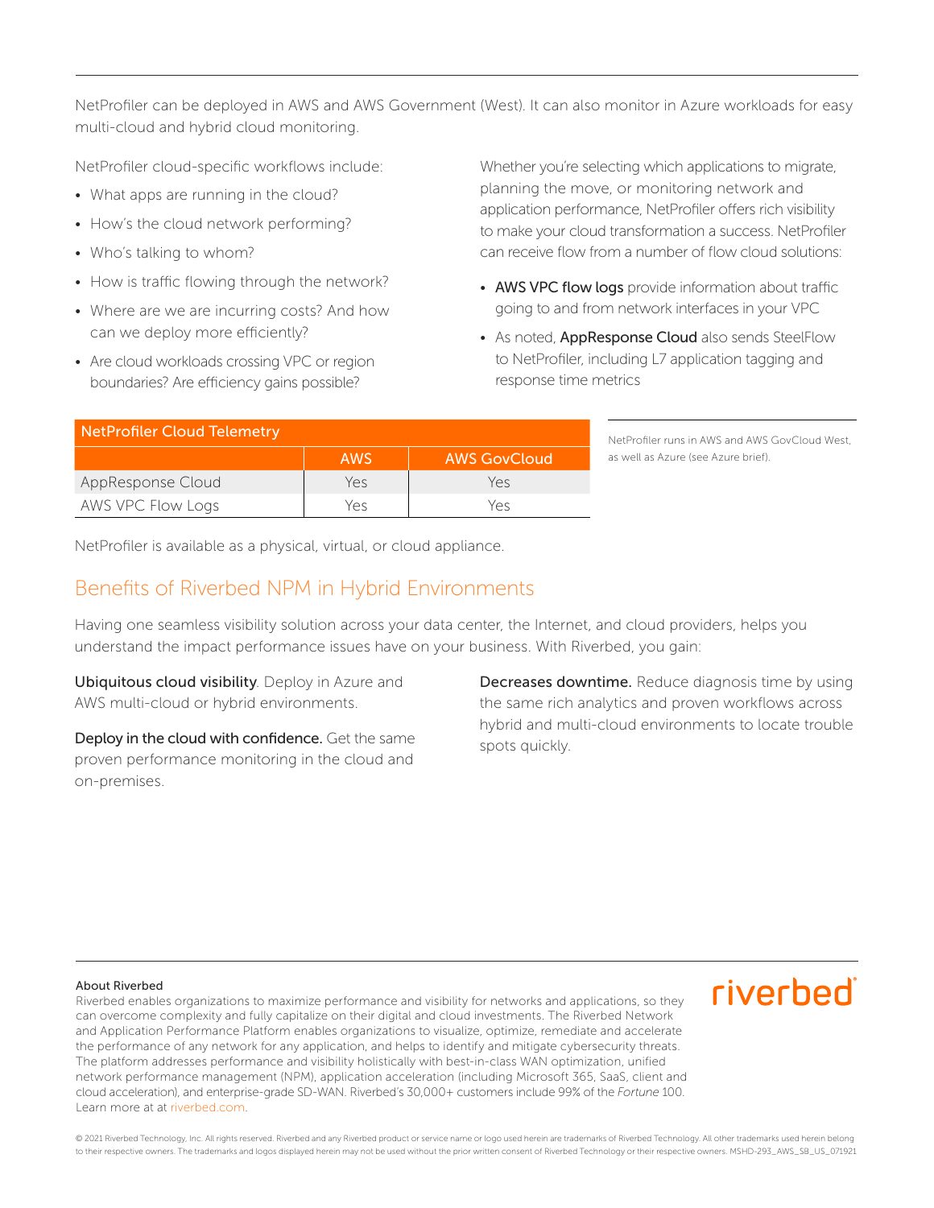NetProfiler can be deployed in AWS and AWS Government (West). It can also monitor in Azure workloads for easy multi-cloud and hybrid cloud monitoring.

NetProfiler cloud-specific workflows include:

- What apps are running in the cloud?
- How's the cloud network performing?
- Who's talking to whom?
- How is traffic flowing through the network?
- Where are we are incurring costs? And how can we deploy more efficiently?
- Are cloud workloads crossing VPC or region boundaries? Are efficiency gains possible?

Whether you're selecting which applications to migrate, planning the move, or monitoring network and application performance, NetProfiler offers rich visibility to make your cloud transformation a success. NetProfiler can receive flow from a number of flow cloud solutions:

- **AWS VPC flow logs** provide information about traffic going to and from network interfaces in your VPC
- As noted, **AppResponse Cloud** also sends SteelFlow to NetProfiler, including L7 application tagging and response time metrics

**NetProfiler Cloud Telemetry**

| | AWS | AWS GovCloud |
|---|---|---|
| AppResponse Cloud | Yes | Yes |
| AWS VPC Flow Logs | Yes | Yes |

NetProfiler runs in AWS and AWS GovCloud West, as well as Azure (see Azure brief).

NetProfiler is available as a physical, virtual, or cloud appliance.

## Benefits of Riverbed NPM in Hybrid Environments

Having one seamless visibility solution across your data center, the Internet, and cloud providers, helps you understand the impact performance issues have on your business. With Riverbed, you gain:

**Ubiquitous cloud visibility**. Deploy in Azure and AWS multi-cloud or hybrid environments.

**Deploy in the cloud with confidence.** Get the same proven performance monitoring in the cloud and on-premises.

**Decreases downtime.** Reduce diagnosis time by using the same rich analytics and proven workflows across hybrid and multi-cloud environments to locate trouble spots quickly.

**About Riverbed**

Riverbed enables organizations to maximize performance and visibility for networks and applications, so they can overcome complexity and fully capitalize on their digital and cloud investments. The Riverbed Network and Application Performance Platform enables organizations to visualize, optimize, remediate and accelerate the performance of any network for any application, and helps to identify and mitigate cybersecurity threats. The platform addresses performance and visibility holistically with best-in-class WAN optimization, unified network performance management (NPM), application acceleration (including Microsoft 365, SaaS, client and cloud acceleration), and enterprise-grade SD-WAN. Riverbed's 30,000+ customers include 99% of the *Fortune* 100. Learn more at at riverbed.com.

riverbed

© 2021 Riverbed Technology, Inc. All rights reserved. Riverbed and any Riverbed product or service name or logo used herein are trademarks of Riverbed Technology. All other trademarks used herein belong to their respective owners. The trademarks and logos displayed herein may not be used without the prior written consent of Riverbed Technology or their respective owners. MSHD-293_AWS_SB_US_071921